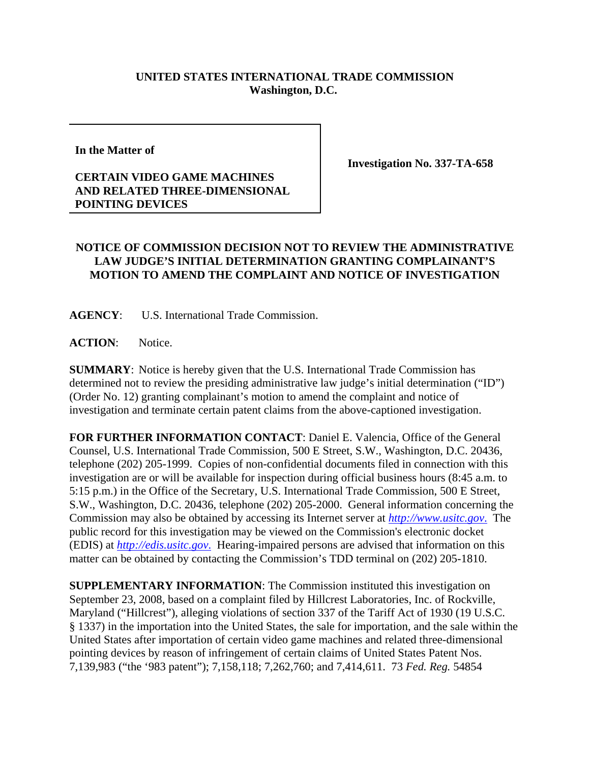**UNITED STATES INTERNATIONAL TRADE COMMISSION**
**Washington, D.C.**

| | |
|---|---|
| **In the Matter of**<br><br>**CERTAIN VIDEO GAME MACHINES AND RELATED THREE-DIMENSIONAL POINTING DEVICES** | **Investigation No. 337-TA-658** |

**NOTICE OF COMMISSION DECISION NOT TO REVIEW THE ADMINISTRATIVE LAW JUDGE'S INITIAL DETERMINATION GRANTING COMPLAINANT'S MOTION TO AMEND THE COMPLAINT AND NOTICE OF INVESTIGATION**

**AGENCY**: U.S. International Trade Commission.

**ACTION**: Notice.

**SUMMARY**: Notice is hereby given that the U.S. International Trade Commission has determined not to review the presiding administrative law judge's initial determination ("ID") (Order No. 12) granting complainant's motion to amend the complaint and notice of investigation and terminate certain patent claims from the above-captioned investigation.

**FOR FURTHER INFORMATION CONTACT**: Daniel E. Valencia, Office of the General Counsel, U.S. International Trade Commission, 500 E Street, S.W., Washington, D.C. 20436, telephone (202) 205-1999. Copies of non-confidential documents filed in connection with this investigation are or will be available for inspection during official business hours (8:45 a.m. to 5:15 p.m.) in the Office of the Secretary, U.S. International Trade Commission, 500 E Street, S.W., Washington, D.C. 20436, telephone (202) 205-2000. General information concerning the Commission may also be obtained by accessing its Internet server at *http://www.usitc.gov.* The public record for this investigation may be viewed on the Commission's electronic docket (EDIS) at *http://edis.usitc.gov.* Hearing-impaired persons are advised that information on this matter can be obtained by contacting the Commission's TDD terminal on (202) 205-1810.

**SUPPLEMENTARY INFORMATION**: The Commission instituted this investigation on September 23, 2008, based on a complaint filed by Hillcrest Laboratories, Inc. of Rockville, Maryland ("Hillcrest"), alleging violations of section 337 of the Tariff Act of 1930 (19 U.S.C. § 1337) in the importation into the United States, the sale for importation, and the sale within the United States after importation of certain video game machines and related three-dimensional pointing devices by reason of infringement of certain claims of United States Patent Nos. 7,139,983 ("the '983 patent"); 7,158,118; 7,262,760; and 7,414,611. 73 *Fed. Reg.* 54854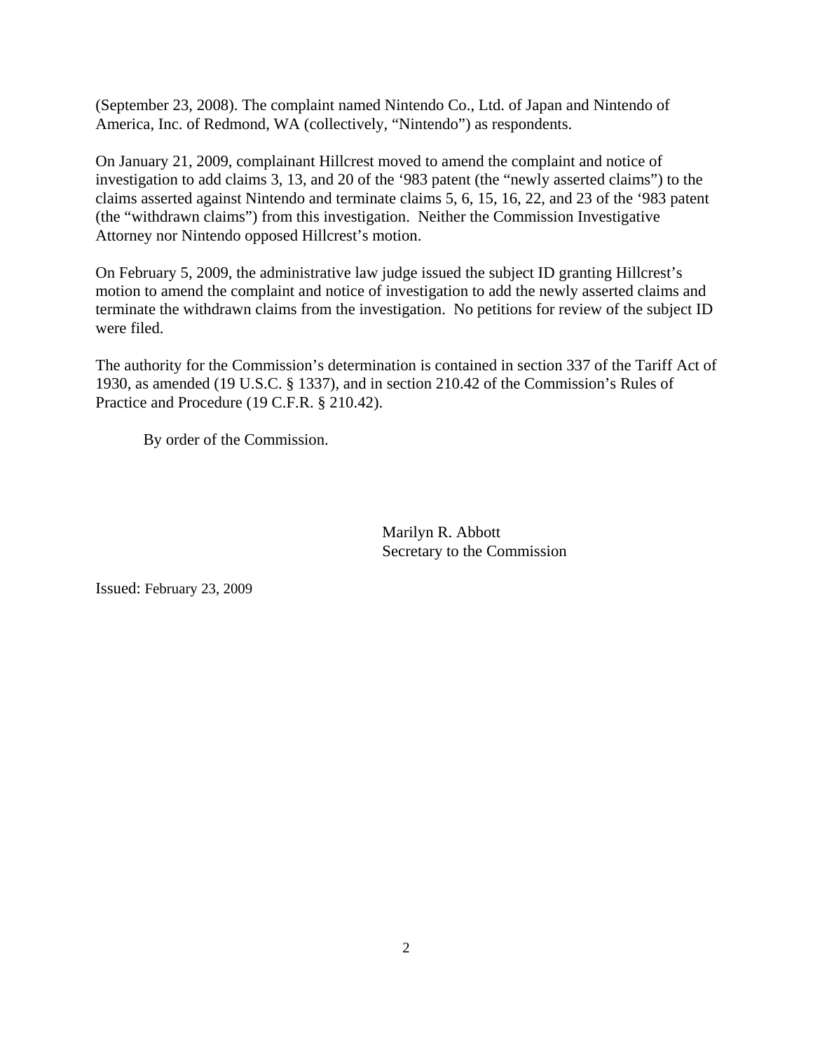(September 23, 2008). The complaint named Nintendo Co., Ltd. of Japan and Nintendo of America, Inc. of Redmond, WA (collectively, "Nintendo") as respondents.

On January 21, 2009, complainant Hillcrest moved to amend the complaint and notice of investigation to add claims 3, 13, and 20 of the '983 patent (the "newly asserted claims") to the claims asserted against Nintendo and terminate claims 5, 6, 15, 16, 22, and 23 of the '983 patent (the "withdrawn claims") from this investigation. Neither the Commission Investigative Attorney nor Nintendo opposed Hillcrest's motion.

On February 5, 2009, the administrative law judge issued the subject ID granting Hillcrest's motion to amend the complaint and notice of investigation to add the newly asserted claims and terminate the withdrawn claims from the investigation. No petitions for review of the subject ID were filed.

The authority for the Commission's determination is contained in section 337 of the Tariff Act of 1930, as amended (19 U.S.C. § 1337), and in section 210.42 of the Commission's Rules of Practice and Procedure (19 C.F.R. § 210.42).

By order of the Commission.

Marilyn R. Abbott
Secretary to the Commission

Issued: February 23, 2009